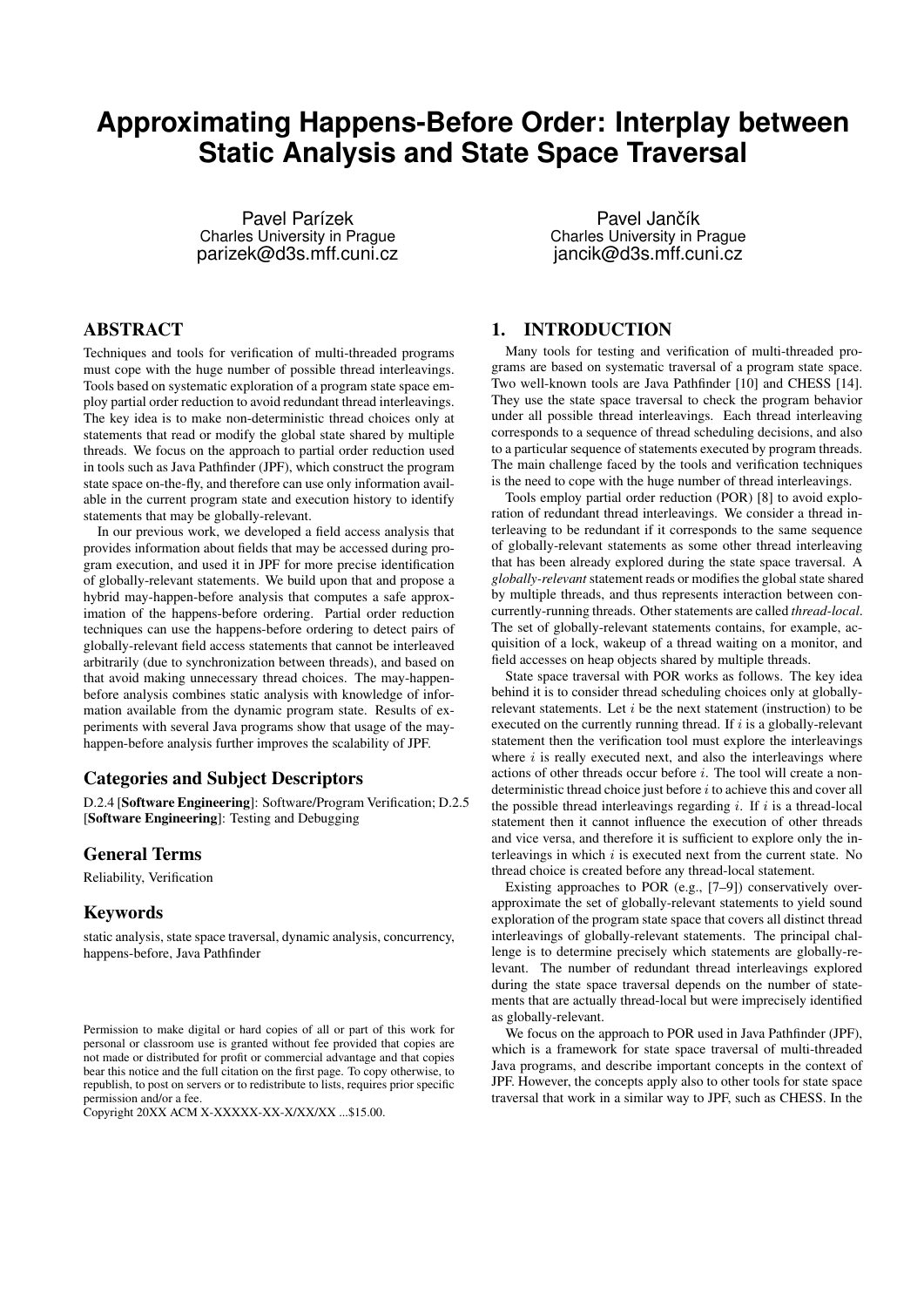# Approximating Happens-Before Order: Interplay between Static Analysis and State Space Traversal

Pavel Parízek
Charles University in Prague
parizek@d3s.mff.cuni.cz

Pavel Jančík
Charles University in Prague
jancik@d3s.mff.cuni.cz

## ABSTRACT

Techniques and tools for verification of multi-threaded programs must cope with the huge number of possible thread interleavings. Tools based on systematic exploration of a program state space employ partial order reduction to avoid redundant thread interleavings. The key idea is to make non-deterministic thread choices only at statements that read or modify the global state shared by multiple threads. We focus on the approach to partial order reduction used in tools such as Java Pathfinder (JPF), which construct the program state space on-the-fly, and therefore can use only information available in the current program state and execution history to identify statements that may be globally-relevant.

In our previous work, we developed a field access analysis that provides information about fields that may be accessed during program execution, and used it in JPF for more precise identification of globally-relevant statements. We build upon that and propose a hybrid may-happen-before analysis that computes a safe approximation of the happens-before ordering. Partial order reduction techniques can use the happens-before ordering to detect pairs of globally-relevant field access statements that cannot be interleaved arbitrarily (due to synchronization between threads), and based on that avoid making unnecessary thread choices. The may-happen-before analysis combines static analysis with knowledge of information available from the dynamic program state. Results of experiments with several Java programs show that usage of the may-happen-before analysis further improves the scalability of JPF.

### Categories and Subject Descriptors

D.2.4 [**Software Engineering**]: Software/Program Verification; D.2.5 [**Software Engineering**]: Testing and Debugging

### General Terms

Reliability, Verification

### Keywords

static analysis, state space traversal, dynamic analysis, concurrency, happens-before, Java Pathfinder

Permission to make digital or hard copies of all or part of this work for personal or classroom use is granted without fee provided that copies are not made or distributed for profit or commercial advantage and that copies bear this notice and the full citation on the first page. To copy otherwise, to republish, to post on servers or to redistribute to lists, requires prior specific permission and/or a fee.
Copyright 20XX ACM X-XXXXX-XX-X/XX/XX ...$15.00.

## 1. INTRODUCTION

Many tools for testing and verification of multi-threaded programs are based on systematic traversal of a program state space. Two well-known tools are Java Pathfinder [10] and CHESS [14]. They use the state space traversal to check the program behavior under all possible thread interleavings. Each thread interleaving corresponds to a sequence of thread scheduling decisions, and also to a particular sequence of statements executed by program threads. The main challenge faced by the tools and verification techniques is the need to cope with the huge number of thread interleavings.

Tools employ partial order reduction (POR) [8] to avoid exploration of redundant thread interleavings. We consider a thread interleaving to be redundant if it corresponds to the same sequence of globally-relevant statements as some other thread interleaving that has been already explored during the state space traversal. A *globally-relevant* statement reads or modifies the global state shared by multiple threads, and thus represents interaction between concurrently-running threads. Other statements are called *thread-local*. The set of globally-relevant statements contains, for example, acquisition of a lock, wakeup of a thread waiting on a monitor, and field accesses on heap objects shared by multiple threads.

State space traversal with POR works as follows. The key idea behind it is to consider thread scheduling choices only at globally-relevant statements. Let $i$ be the next statement (instruction) to be executed on the currently running thread. If $i$ is a globally-relevant statement then the verification tool must explore the interleavings where $i$ is really executed next, and also the interleavings where actions of other threads occur before $i$. The tool will create a non-deterministic thread choice just before $i$ to achieve this and cover all the possible thread interleavings regarding $i$. If $i$ is a thread-local statement then it cannot influence the execution of other threads and vice versa, and therefore it is sufficient to explore only the interleavings in which $i$ is executed next from the current state. No thread choice is created before any thread-local statement.

Existing approaches to POR (e.g., [7–9]) conservatively over-approximate the set of globally-relevant statements to yield sound exploration of the program state space that covers all distinct thread interleavings of globally-relevant statements. The principal challenge is to determine precisely which statements are globally-relevant. The number of redundant thread interleavings explored during the state space traversal depends on the number of statements that are actually thread-local but were imprecisely identified as globally-relevant.

We focus on the approach to POR used in Java Pathfinder (JPF), which is a framework for state space traversal of multi-threaded Java programs, and describe important concepts in the context of JPF. However, the concepts apply also to other tools for state space traversal that work in a similar way to JPF, such as CHESS. In the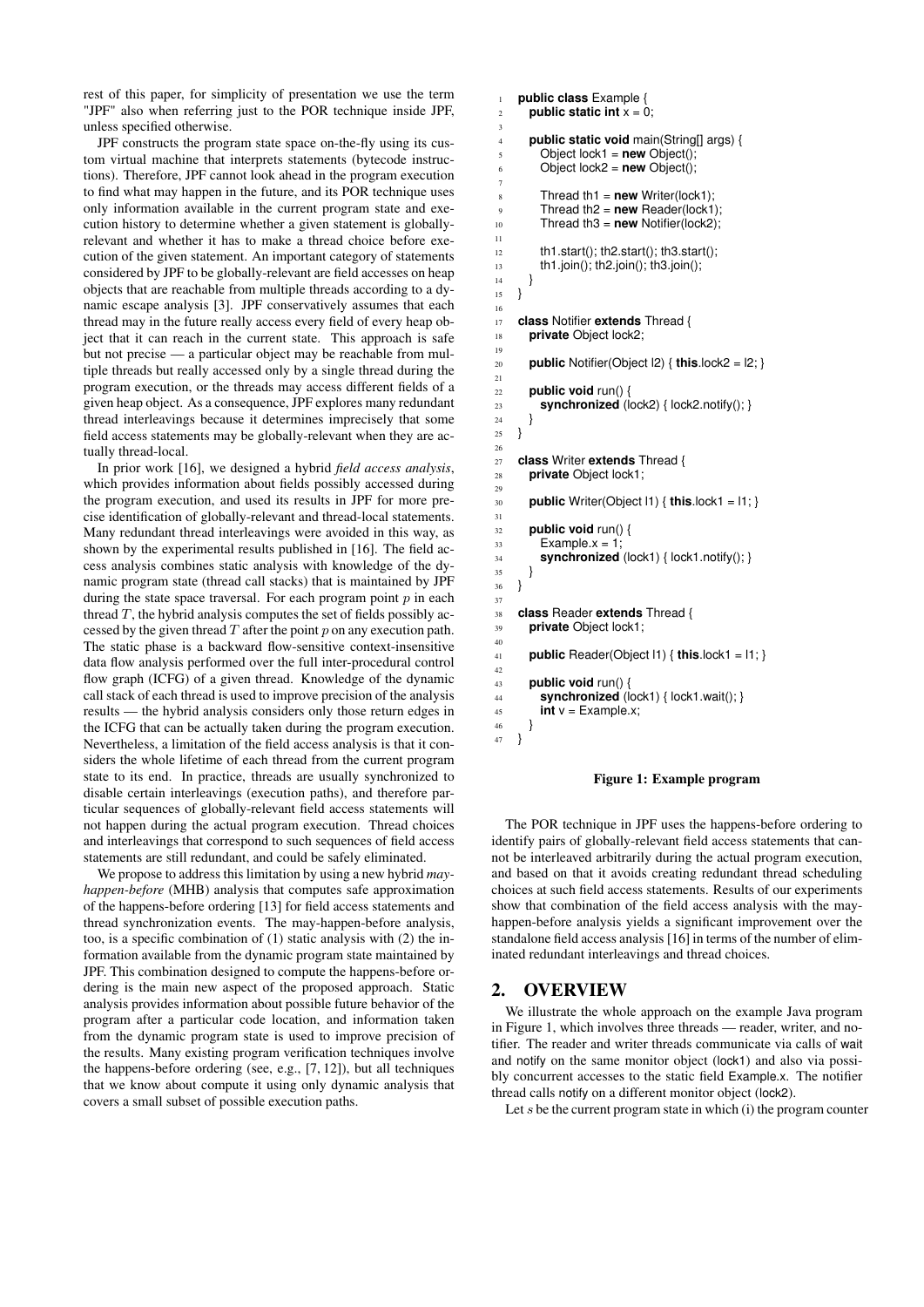rest of this paper, for simplicity of presentation we use the term "JPF" also when referring just to the POR technique inside JPF, unless specified otherwise.

JPF constructs the program state space on-the-fly using its custom virtual machine that interprets statements (bytecode instructions). Therefore, JPF cannot look ahead in the program execution to find what may happen in the future, and its POR technique uses only information available in the current program state and execution history to determine whether a given statement is globally-relevant and whether it has to make a thread choice before execution of the given statement. An important category of statements considered by JPF to be globally-relevant are field accesses on heap objects that are reachable from multiple threads according to a dynamic escape analysis [3]. JPF conservatively assumes that each thread may in the future really access every field of every heap object that it can reach in the current state. This approach is safe but not precise — a particular object may be reachable from multiple threads but really accessed only by a single thread during the program execution, or the threads may access different fields of a given heap object. As a consequence, JPF explores many redundant thread interleavings because it determines imprecisely that some field access statements may be globally-relevant when they are actually thread-local.

In prior work [16], we designed a hybrid *field access analysis*, which provides information about fields possibly accessed during the program execution, and used its results in JPF for more precise identification of globally-relevant and thread-local statements. Many redundant thread interleavings were avoided in this way, as shown by the experimental results published in [16]. The field access analysis combines static analysis with knowledge of the dynamic program state (thread call stacks) that is maintained by JPF during the state space traversal. For each program point $p$ in each thread $T$, the hybrid analysis computes the set of fields possibly accessed by the given thread $T$ after the point $p$ on any execution path. The static phase is a backward flow-sensitive context-insensitive data flow analysis performed over the full inter-procedural control flow graph (ICFG) of a given thread. Knowledge of the dynamic call stack of each thread is used to improve precision of the analysis results — the hybrid analysis considers only those return edges in the ICFG that can be actually taken during the program execution. Nevertheless, a limitation of the field access analysis is that it considers the whole lifetime of each thread from the current program state to its end. In practice, threads are usually synchronized to disable certain interleavings (execution paths), and therefore particular sequences of globally-relevant field access statements will not happen during the actual program execution. Thread choices and interleavings that correspond to such sequences of field access statements are still redundant, and could be safely eliminated.

We propose to address this limitation by using a new hybrid *may-happen-before* (MHB) analysis that computes safe approximation of the happens-before ordering [13] for field access statements and thread synchronization events. The may-happen-before analysis, too, is a specific combination of (1) static analysis with (2) the information available from the dynamic program state maintained by JPF. This combination designed to compute the happens-before ordering is the main new aspect of the proposed approach. Static analysis provides information about possible future behavior of the program after a particular code location, and information taken from the dynamic program state is used to improve precision of the results. Many existing program verification techniques involve the happens-before ordering (see, e.g., [7, 12]), but all techniques that we know about compute it using only dynamic analysis that covers a small subset of possible execution paths.

```java
public class Example {
  public static int x = 0;

  public static void main(String[] args) {
    Object lock1 = new Object();
    Object lock2 = new Object();

    Thread th1 = new Writer(lock1);
    Thread th2 = new Reader(lock1);
    Thread th3 = new Notifier(lock2);

    th1.start(); th2.start(); th3.start();
    th1.join(); th2.join(); th3.join();
  }
}

class Notifier extends Thread {
  private Object lock2;

  public Notifier(Object l2) { this.lock2 = l2; }

  public void run() {
    synchronized (lock2) { lock2.notify(); }
  }
}

class Writer extends Thread {
  private Object lock1;

  public Writer(Object l1) { this.lock1 = l1; }

  public void run() {
    Example.x = 1;
    synchronized (lock1) { lock1.notify(); }
  }
}

class Reader extends Thread {
  private Object lock1;

  public Reader(Object l1) { this.lock1 = l1; }

  public void run() {
    synchronized (lock1) { lock1.wait(); }
    int v = Example.x;
  }
}
```

**Figure 1: Example program**

The POR technique in JPF uses the happens-before ordering to identify pairs of globally-relevant field access statements that cannot be interleaved arbitrarily during the actual program execution, and based on that it avoids creating redundant thread scheduling choices at such field access statements. Results of our experiments show that combination of the field access analysis with the may-happen-before analysis yields a significant improvement over the standalone field access analysis [16] in terms of the number of eliminated redundant interleavings and thread choices.

## 2. OVERVIEW

We illustrate the whole approach on the example Java program in Figure 1, which involves three threads — reader, writer, and notifier. The reader and writer threads communicate via calls of wait and notify on the same monitor object (lock1) and also via possibly concurrent accesses to the static field Example.x. The notifier thread calls notify on a different monitor object (lock2).

Let $s$ be the current program state in which (i) the program counter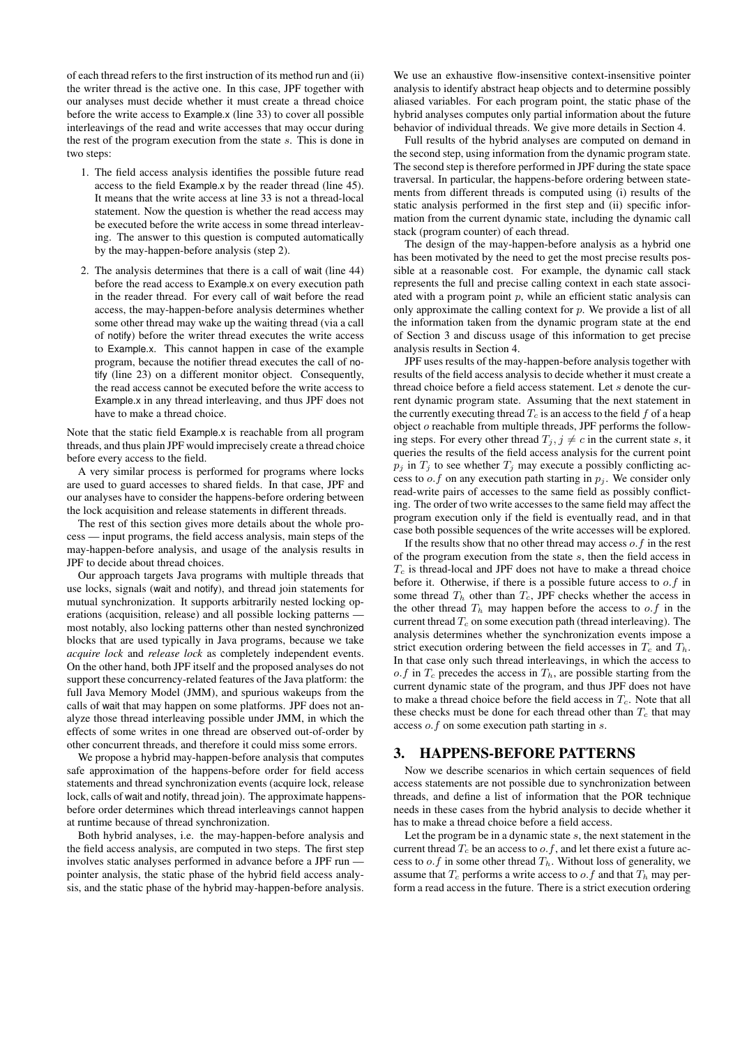of each thread refers to the first instruction of its method run and (ii) the writer thread is the active one. In this case, JPF together with our analyses must decide whether it must create a thread choice before the write access to Example.x (line 33) to cover all possible interleavings of the read and write accesses that may occur during the rest of the program execution from the state $s$. This is done in two steps:

1. The field access analysis identifies the possible future read access to the field Example.x by the reader thread (line 45). It means that the write access at line 33 is not a thread-local statement. Now the question is whether the read access may be executed before the write access in some thread interleaving. The answer to this question is computed automatically by the may-happen-before analysis (step 2).
2. The analysis determines that there is a call of wait (line 44) before the read access to Example.x on every execution path in the reader thread. For every call of wait before the read access, the may-happen-before analysis determines whether some other thread may wake up the waiting thread (via a call of notify) before the writer thread executes the write access to Example.x. This cannot happen in case of the example program, because the notifier thread executes the call of notify (line 23) on a different monitor object. Consequently, the read access cannot be executed before the write access to Example.x in any thread interleaving, and thus JPF does not have to make a thread choice.

Note that the static field Example.x is reachable from all program threads, and thus plain JPF would imprecisely create a thread choice before every access to the field.

A very similar process is performed for programs where locks are used to guard accesses to shared fields. In that case, JPF and our analyses have to consider the happens-before ordering between the lock acquisition and release statements in different threads.

The rest of this section gives more details about the whole process — input programs, the field access analysis, main steps of the may-happen-before analysis, and usage of the analysis results in JPF to decide about thread choices.

Our approach targets Java programs with multiple threads that use locks, signals (wait and notify), and thread join statements for mutual synchronization. It supports arbitrarily nested locking operations (acquisition, release) and all possible locking patterns — most notably, also locking patterns other than nested synchronized blocks that are used typically in Java programs, because we take *acquire lock* and *release lock* as completely independent events. On the other hand, both JPF itself and the proposed analyses do not support these concurrency-related features of the Java platform: the full Java Memory Model (JMM), and spurious wakeups from the calls of wait that may happen on some platforms. JPF does not analyze those thread interleaving possible under JMM, in which the effects of some writes in one thread are observed out-of-order by other concurrent threads, and therefore it could miss some errors.

We propose a hybrid may-happen-before analysis that computes safe approximation of the happens-before order for field access statements and thread synchronization events (acquire lock, release lock, calls of wait and notify, thread join). The approximate happens-before order determines which thread interleavings cannot happen at runtime because of thread synchronization.

Both hybrid analyses, i.e. the may-happen-before analysis and the field access analysis, are computed in two steps. The first step involves static analyses performed in advance before a JPF run — pointer analysis, the static phase of the hybrid field access analysis, and the static phase of the hybrid may-happen-before analysis. We use an exhaustive flow-insensitive context-insensitive pointer analysis to identify abstract heap objects and to determine possibly aliased variables. For each program point, the static phase of the hybrid analyses computes only partial information about the future behavior of individual threads. We give more details in Section 4.

Full results of the hybrid analyses are computed on demand in the second step, using information from the dynamic program state. The second step is therefore performed in JPF during the state space traversal. In particular, the happens-before ordering between statements from different threads is computed using (i) results of the static analysis performed in the first step and (ii) specific information from the current dynamic state, including the dynamic call stack (program counter) of each thread.

The design of the may-happen-before analysis as a hybrid one has been motivated by the need to get the most precise results possible at a reasonable cost. For example, the dynamic call stack represents the full and precise calling context in each state associated with a program point $p$, while an efficient static analysis can only approximate the calling context for $p$. We provide a list of all the information taken from the dynamic program state at the end of Section 3 and discuss usage of this information to get precise analysis results in Section 4.

JPF uses results of the may-happen-before analysis together with results of the field access analysis to decide whether it must create a thread choice before a field access statement. Let $s$ denote the current dynamic program state. Assuming that the next statement in the currently executing thread $T_c$ is an access to the field $f$ of a heap object $o$ reachable from multiple threads, JPF performs the following steps. For every other thread $T_j, j \neq c$ in the current state $s$, it queries the results of the field access analysis for the current point $p_j$ in $T_j$ to see whether $T_j$ may execute a possibly conflicting access to $o.f$ on any execution path starting in $p_j$. We consider only read-write pairs of accesses to the same field as possibly conflicting. The order of two write accesses to the same field may affect the program execution only if the field is eventually read, and in that case both possible sequences of the write accesses will be explored.

If the results show that no other thread may access $o.f$ in the rest of the program execution from the state $s$, then the field access in $T_c$ is thread-local and JPF does not have to make a thread choice before it. Otherwise, if there is a possible future access to $o.f$ in some thread $T_h$ other than $T_c$, JPF checks whether the access in the other thread $T_h$ may happen before the access to $o.f$ in the current thread $T_c$ on some execution path (thread interleaving). The analysis determines whether the synchronization events impose a strict execution ordering between the field accesses in $T_c$ and $T_h$. In that case only such thread interleavings, in which the access to $o.f$ in $T_c$ precedes the access in $T_h$, are possible starting from the current dynamic state of the program, and thus JPF does not have to make a thread choice before the field access in $T_c$. Note that all these checks must be done for each thread other than $T_c$ that may access $o.f$ on some execution path starting in $s$.

## 3. HAPPENS-BEFORE PATTERNS

Now we describe scenarios in which certain sequences of field access statements are not possible due to synchronization between threads, and define a list of information that the POR technique needs in these cases from the hybrid analysis to decide whether it has to make a thread choice before a field access.

Let the program be in a dynamic state $s$, the next statement in the current thread $T_c$ be an access to $o.f$, and let there exist a future access to $o.f$ in some other thread $T_h$. Without loss of generality, we assume that $T_c$ performs a write access to $o.f$ and that $T_h$ may perform a read access in the future. There is a strict execution ordering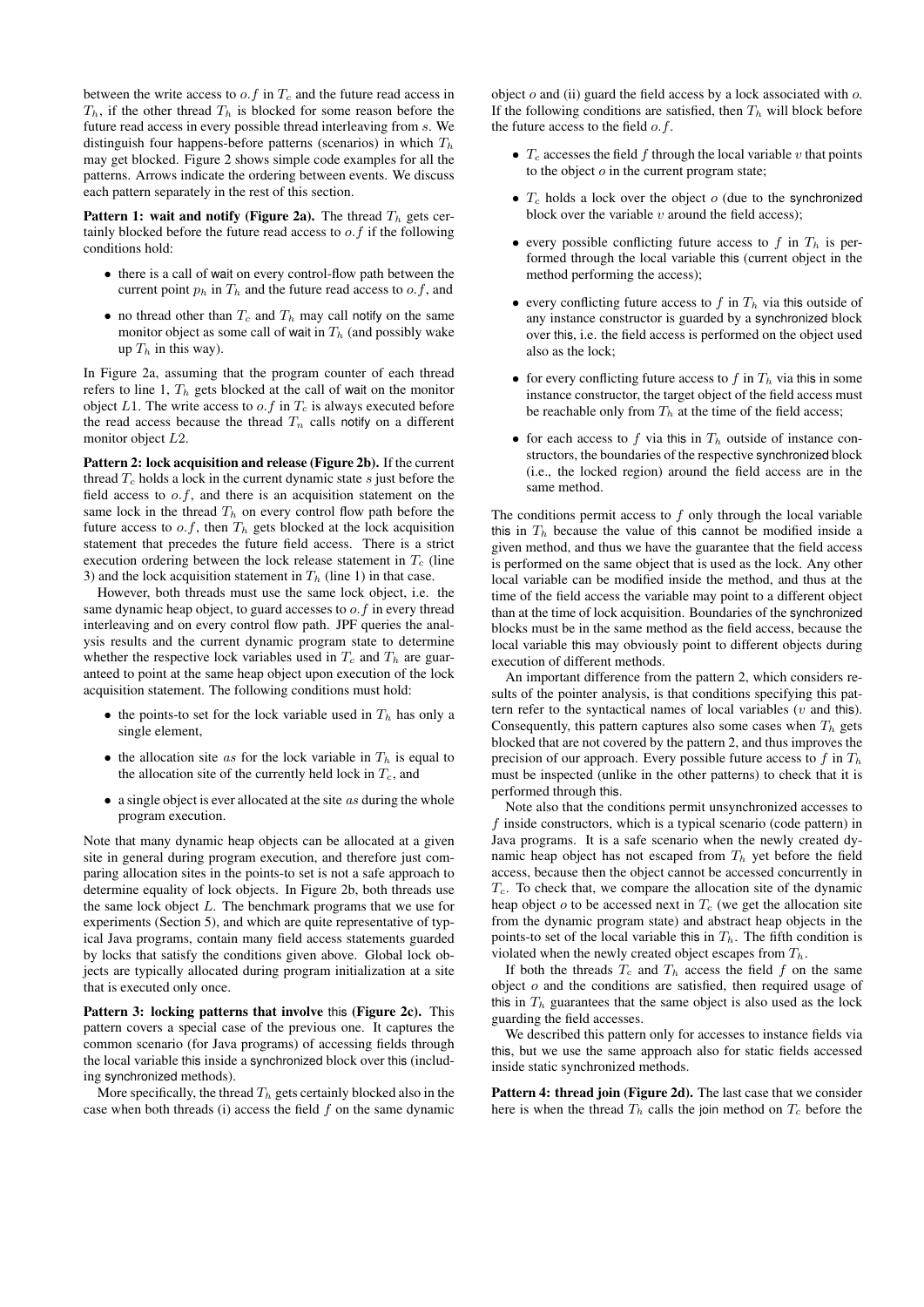between the write access to $o.f$ in $T_c$ and the future read access in $T_h$, if the other thread $T_h$ is blocked for some reason before the future read access in every possible thread interleaving from $s$. We distinguish four happens-before patterns (scenarios) in which $T_h$ may get blocked. Figure 2 shows simple code examples for all the patterns. Arrows indicate the ordering between events. We discuss each pattern separately in the rest of this section.

**Pattern 1: wait and notify (Figure 2a).** The thread $T_h$ gets certainly blocked before the future read access to $o.f$ if the following conditions hold:

- there is a call of wait on every control-flow path between the current point $p_h$ in $T_h$ and the future read access to $o.f$, and
- no thread other than $T_c$ and $T_h$ may call notify on the same monitor object as some call of wait in $T_h$ (and possibly wake up $T_h$ in this way).

In Figure 2a, assuming that the program counter of each thread refers to line 1, $T_h$ gets blocked at the call of wait on the monitor object $L1$. The write access to $o.f$ in $T_c$ is always executed before the read access because the thread $T_n$ calls notify on a different monitor object $L2$.

**Pattern 2: lock acquisition and release (Figure 2b).** If the current thread $T_c$ holds a lock in the current dynamic state $s$ just before the field access to $o.f$, and there is an acquisition statement on the same lock in the thread $T_h$ on every control flow path before the future access to $o.f$, then $T_h$ gets blocked at the lock acquisition statement that precedes the future field access. There is a strict execution ordering between the lock release statement in $T_c$ (line 3) and the lock acquisition statement in $T_h$ (line 1) in that case.

However, both threads must use the same lock object, i.e. the same dynamic heap object, to guard accesses to $o.f$ in every thread interleaving and on every control flow path. JPF queries the analysis results and the current dynamic program state to determine whether the respective lock variables used in $T_c$ and $T_h$ are guaranteed to point at the same heap object upon execution of the lock acquisition statement. The following conditions must hold:

- the points-to set for the lock variable used in $T_h$ has only a single element,
- the allocation site $as$ for the lock variable in $T_h$ is equal to the allocation site of the currently held lock in $T_c$, and
- a single object is ever allocated at the site $as$ during the whole program execution.

Note that many dynamic heap objects can be allocated at a given site in general during program execution, and therefore just comparing allocation sites in the points-to set is not a safe approach to determine equality of lock objects. In Figure 2b, both threads use the same lock object $L$. The benchmark programs that we use for experiments (Section 5), and which are quite representative of typical Java programs, contain many field access statements guarded by locks that satisfy the conditions given above. Global lock objects are typically allocated during program initialization at a site that is executed only once.

**Pattern 3: locking patterns that involve this (Figure 2c).** This pattern covers a special case of the previous one. It captures the common scenario (for Java programs) of accessing fields through the local variable this inside a synchronized block over this (including synchronized methods).

More specifically, the thread $T_h$ gets certainly blocked also in the case when both threads (i) access the field $f$ on the same dynamic object $o$ and (ii) guard the field access by a lock associated with $o$. If the following conditions are satisfied, then $T_h$ will block before the future access to the field $o.f$.

- $T_c$ accesses the field $f$ through the local variable $v$ that points to the object $o$ in the current program state;
- $T_c$ holds a lock over the object $o$ (due to the synchronized block over the variable $v$ around the field access);
- every possible conflicting future access to $f$ in $T_h$ is performed through the local variable this (current object in the method performing the access);
- every conflicting future access to $f$ in $T_h$ via this outside of any instance constructor is guarded by a synchronized block over this, i.e. the field access is performed on the object used also as the lock;
- for every conflicting future access to $f$ in $T_h$ via this in some instance constructor, the target object of the field access must be reachable only from $T_h$ at the time of the field access;
- for each access to $f$ via this in $T_h$ outside of instance constructors, the boundaries of the respective synchronized block (i.e., the locked region) around the field access are in the same method.

The conditions permit access to $f$ only through the local variable this in $T_h$ because the value of this cannot be modified inside a given method, and thus we have the guarantee that the field access is performed on the same object that is used as the lock. Any other local variable can be modified inside the method, and thus at the time of the field access the variable may point to a different object than at the time of lock acquisition. Boundaries of the synchronized blocks must be in the same method as the field access, because the local variable this may obviously point to different objects during execution of different methods.

An important difference from the pattern 2, which considers results of the pointer analysis, is that conditions specifying this pattern refer to the syntactical names of local variables ($v$ and this). Consequently, this pattern captures also some cases when $T_h$ gets blocked that are not covered by the pattern 2, and thus improves the precision of our approach. Every possible future access to $f$ in $T_h$ must be inspected (unlike in the other patterns) to check that it is performed through this.

Note also that the conditions permit unsynchronized accesses to $f$ inside constructors, which is a typical scenario (code pattern) in Java programs. It is a safe scenario when the newly created dynamic heap object has not escaped from $T_h$ yet before the field access, because then the object cannot be accessed concurrently in $T_c$. To check that, we compare the allocation site of the dynamic heap object $o$ to be accessed next in $T_c$ (we get the allocation site from the dynamic program state) and abstract heap objects in the points-to set of the local variable this in $T_h$. The fifth condition is violated when the newly created object escapes from $T_h$.

If both the threads $T_c$ and $T_h$ access the field $f$ on the same object $o$ and the conditions are satisfied, then required usage of this in $T_h$ guarantees that the same object is also used as the lock guarding the field accesses.

We described this pattern only for accesses to instance fields via this, but we use the same approach also for static fields accessed inside static synchronized methods.

**Pattern 4: thread join (Figure 2d).** The last case that we consider here is when the thread $T_h$ calls the join method on $T_c$ before the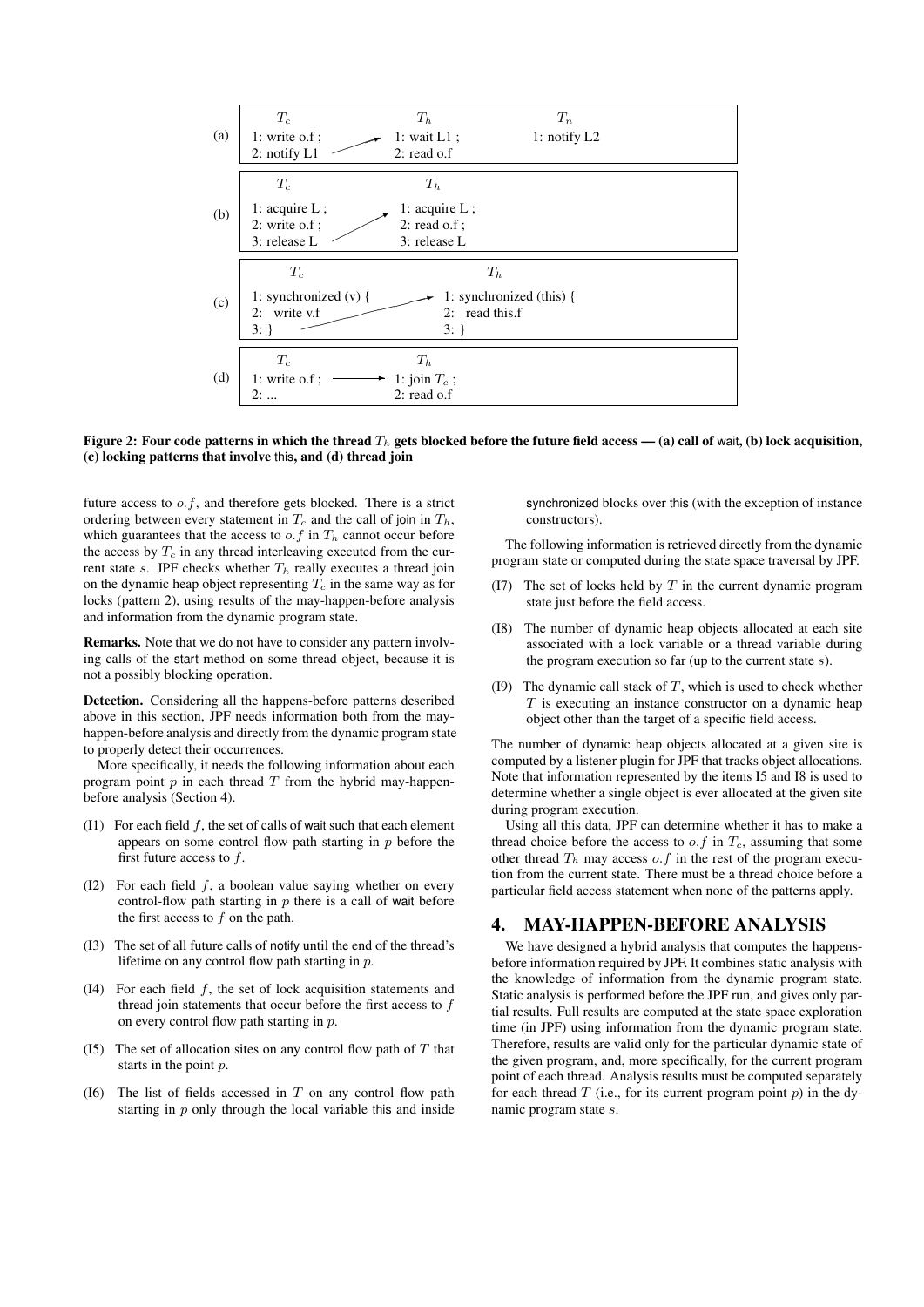| | $T_c$ | $T_h$ | $T_n$ |
|---|---|---|---|
| (a) | 1: write o.f ;<br>2: notify L1 | 1: wait L1 ;<br>2: read o.f | 1: notify L2 |

| | $T_c$ | $T_h$ |
|---|---|---|
| (b) | 1: acquire L ;<br>2: write o.f ;<br>3: release L | 1: acquire L ;<br>2: read o.f ;<br>3: release L |

| | $T_c$ | $T_h$ |
|---|---|---|
| (c) | 1: synchronized (v) {<br>2: write v.f<br>3: } | 1: synchronized (this) {<br>2: read this.f<br>3: } |

| | $T_c$ | $T_h$ |
|---|---|---|
| (d) | 1: write o.f ;<br>2: ... | 1: join $T_c$ ;<br>2: read o.f |

**Figure 2: Four code patterns in which the thread $T_h$ gets blocked before the future field access — (a) call of wait, (b) lock acquisition, (c) locking patterns that involve this, and (d) thread join**

future access to $o.f$, and therefore gets blocked. There is a strict ordering between every statement in $T_c$ and the call of join in $T_h$, which guarantees that the access to $o.f$ in $T_h$ cannot occur before the access by $T_c$ in any thread interleaving executed from the current state $s$. JPF checks whether $T_h$ really executes a thread join on the dynamic heap object representing $T_c$ in the same way as for locks (pattern 2), using results of the may-happen-before analysis and information from the dynamic program state.

**Remarks.** Note that we do not have to consider any pattern involving calls of the start method on some thread object, because it is not a possibly blocking operation.

**Detection.** Considering all the happens-before patterns described above in this section, JPF needs information both from the may-happen-before analysis and directly from the dynamic program state to properly detect their occurrences.

More specifically, it needs the following information about each program point $p$ in each thread $T$ from the hybrid may-happen-before analysis (Section 4).

- (I1) For each field $f$, the set of calls of wait such that each element appears on some control flow path starting in $p$ before the first future access to $f$.
- (I2) For each field $f$, a boolean value saying whether on every control-flow path starting in $p$ there is a call of wait before the first access to $f$ on the path.
- (I3) The set of all future calls of notify until the end of the thread's lifetime on any control flow path starting in $p$.
- (I4) For each field $f$, the set of lock acquisition statements and thread join statements that occur before the first access to $f$ on every control flow path starting in $p$.
- (I5) The set of allocation sites on any control flow path of $T$ that starts in the point $p$.
- (I6) The list of fields accessed in $T$ on any control flow path starting in $p$ only through the local variable this and inside synchronized blocks over this (with the exception of instance constructors).

The following information is retrieved directly from the dynamic program state or computed during the state space traversal by JPF.

- (I7) The set of locks held by $T$ in the current dynamic program state just before the field access.
- (I8) The number of dynamic heap objects allocated at each site associated with a lock variable or a thread variable during the program execution so far (up to the current state $s$).
- (I9) The dynamic call stack of $T$, which is used to check whether $T$ is executing an instance constructor on a dynamic heap object other than the target of a specific field access.

The number of dynamic heap objects allocated at a given site is computed by a listener plugin for JPF that tracks object allocations. Note that information represented by the items I5 and I8 is used to determine whether a single object is ever allocated at the given site during program execution.

Using all this data, JPF can determine whether it has to make a thread choice before the access to $o.f$ in $T_c$, assuming that some other thread $T_h$ may access $o.f$ in the rest of the program execution from the current state. There must be a thread choice before a particular field access statement when none of the patterns apply.

## 4. MAY-HAPPEN-BEFORE ANALYSIS

We have designed a hybrid analysis that computes the happens-before information required by JPF. It combines static analysis with the knowledge of information from the dynamic program state. Static analysis is performed before the JPF run, and gives only partial results. Full results are computed at the state space exploration time (in JPF) using information from the dynamic program state. Therefore, results are valid only for the particular dynamic state of the given program, and, more specifically, for the current program point of each thread. Analysis results must be computed separately for each thread $T$ (i.e., for its current program point $p$) in the dynamic program state $s$.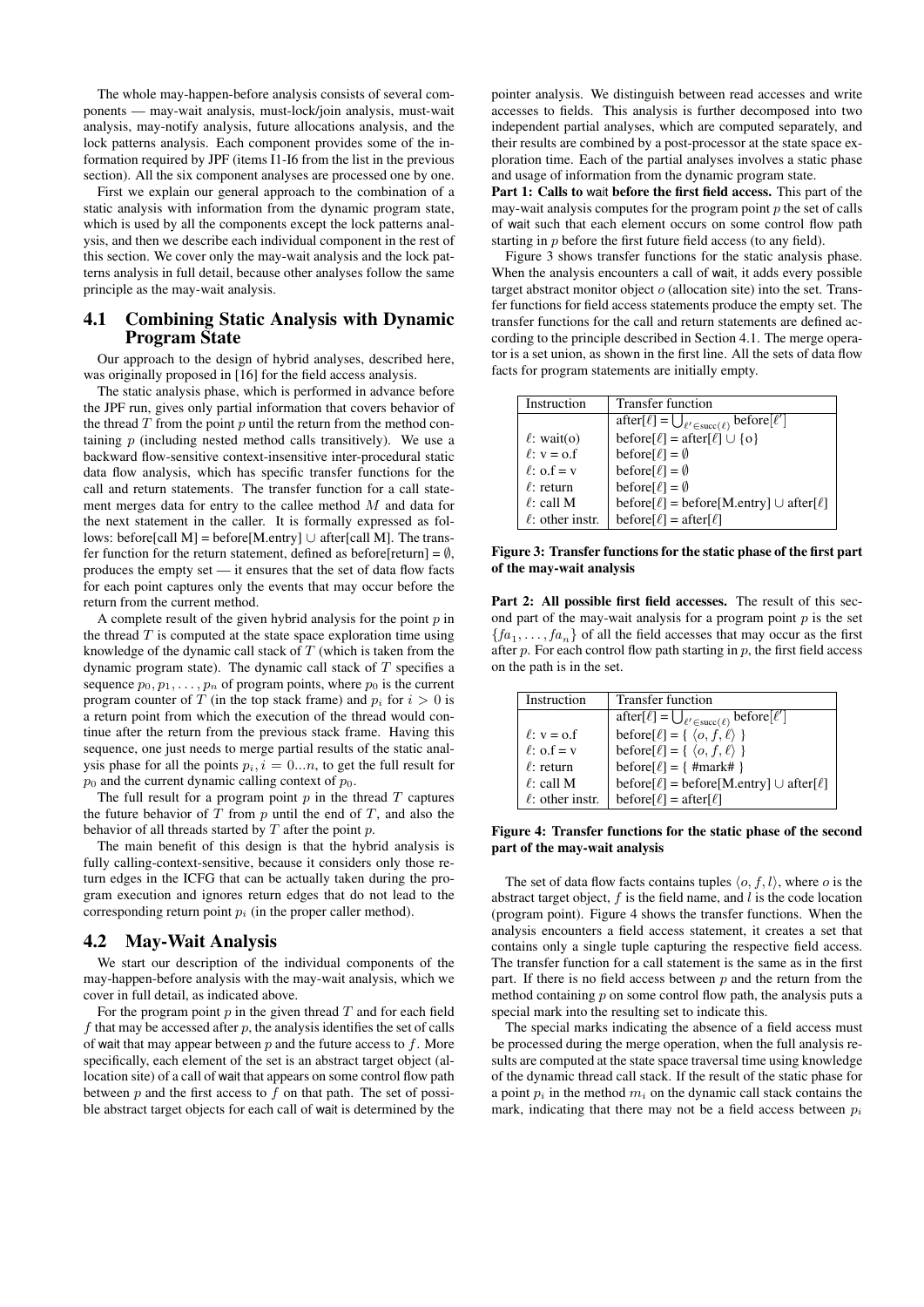The whole may-happen-before analysis consists of several components — may-wait analysis, must-lock/join analysis, must-wait analysis, may-notify analysis, future allocations analysis, and the lock patterns analysis. Each component provides some of the information required by JPF (items I1-I6 from the list in the previous section). All the six component analyses are processed one by one.

First we explain our general approach to the combination of a static analysis with information from the dynamic program state, which is used by all the components except the lock patterns analysis, and then we describe each individual component in the rest of this section. We cover only the may-wait analysis and the lock patterns analysis in full detail, because other analyses follow the same principle as the may-wait analysis.

## 4.1 Combining Static Analysis with Dynamic Program State

Our approach to the design of hybrid analyses, described here, was originally proposed in [16] for the field access analysis.

The static analysis phase, which is performed in advance before the JPF run, gives only partial information that covers behavior of the thread $T$ from the point $p$ until the return from the method containing $p$ (including nested method calls transitively). We use a backward flow-sensitive context-insensitive inter-procedural static data flow analysis, which has specific transfer functions for the call and return statements. The transfer function for a call statement merges data for entry to the callee method $M$ and data for the next statement in the caller. It is formally expressed as follows: before[call M] = before[M.entry] $\cup$ after[call M]. The transfer function for the return statement, defined as before[return] = $\emptyset$, produces the empty set — it ensures that the set of data flow facts for each point captures only the events that may occur before the return from the current method.

A complete result of the given hybrid analysis for the point $p$ in the thread $T$ is computed at the state space exploration time using knowledge of the dynamic call stack of $T$ (which is taken from the dynamic program state). The dynamic call stack of $T$ specifies a sequence $p_0, p_1, \ldots, p_n$ of program points, where $p_0$ is the current program counter of $T$ (in the top stack frame) and $p_i$ for $i > 0$ is a return point from which the execution of the thread would continue after the return from the previous stack frame. Having this sequence, one just needs to merge partial results of the static analysis phase for all the points $p_i, i = 0...n$, to get the full result for $p_0$ and the current dynamic calling context of $p_0$.

The full result for a program point $p$ in the thread $T$ captures the future behavior of $T$ from $p$ until the end of $T$, and also the behavior of all threads started by $T$ after the point $p$.

The main benefit of this design is that the hybrid analysis is fully calling-context-sensitive, because it considers only those return edges in the ICFG that can be actually taken during the program execution and ignores return edges that do not lead to the corresponding return point $p_i$ (in the proper caller method).

## 4.2 May-Wait Analysis

We start our description of the individual components of the may-happen-before analysis with the may-wait analysis, which we cover in full detail, as indicated above.

For the program point $p$ in the given thread $T$ and for each field $f$ that may be accessed after $p$, the analysis identifies the set of calls of wait that may appear between $p$ and the future access to $f$. More specifically, each element of the set is an abstract target object (allocation site) of a call of wait that appears on some control flow path between $p$ and the first access to $f$ on that path. The set of possible abstract target objects for each call of wait is determined by the pointer analysis. We distinguish between read accesses and write accesses to fields. This analysis is further decomposed into two independent partial analyses, which are computed separately, and their results are combined by a post-processor at the state space exploration time. Each of the partial analyses involves a static phase and usage of information from the dynamic program state.

**Part 1: Calls to wait before the first field access.** This part of the may-wait analysis computes for the program point $p$ the set of calls of wait such that each element occurs on some control flow path starting in $p$ before the first future field access (to any field).

Figure 3 shows transfer functions for the static analysis phase. When the analysis encounters a call of wait, it adds every possible target abstract monitor object $o$ (allocation site) into the set. Transfer functions for field access statements produce the empty set. The transfer functions for the call and return statements are defined according to the principle described in Section 4.1. The merge operator is a set union, as shown in the first line. All the sets of data flow facts for program statements are initially empty.

| Instruction | Transfer function |
|---|---|
| | after[$\ell$] = $\bigcup_{\ell' \in \text{succ}(\ell)}$ before[$\ell'$] |
| $\ell$: wait(o) | before[$\ell$] = after[$\ell$] $\cup$ {o} |
| $\ell$: v = o.f | before[$\ell$] = $\emptyset$ |
| $\ell$: o.f = v | before[$\ell$] = $\emptyset$ |
| $\ell$: return | before[$\ell$] = $\emptyset$ |
| $\ell$: call M | before[$\ell$] = before[M.entry] $\cup$ after[$\ell$] |
| $\ell$: other instr. | before[$\ell$] = after[$\ell$] |

**Figure 3: Transfer functions for the static phase of the first part of the may-wait analysis**

**Part 2: All possible first field accesses.** The result of this second part of the may-wait analysis for a program point $p$ is the set $\{fa_1, \ldots, fa_n\}$ of all the field accesses that may occur as the first after $p$. For each control flow path starting in $p$, the first field access on the path is in the set.

| Instruction | Transfer function |
|---|---|
| | after[$\ell$] = $\bigcup_{\ell' \in \text{succ}(\ell)}$ before[$\ell'$] |
| $\ell$: v = o.f | before[$\ell$] = { $\langle o, f, \ell \rangle$ } |
| $\ell$: o.f = v | before[$\ell$] = { $\langle o, f, \ell \rangle$ } |
| $\ell$: return | before[$\ell$] = { #mark# } |
| $\ell$: call M | before[$\ell$] = before[M.entry] $\cup$ after[$\ell$] |
| $\ell$: other instr. | before[$\ell$] = after[$\ell$] |

**Figure 4: Transfer functions for the static phase of the second part of the may-wait analysis**

The set of data flow facts contains tuples $\langle o, f, l \rangle$, where $o$ is the abstract target object, $f$ is the field name, and $l$ is the code location (program point). Figure 4 shows the transfer functions. When the analysis encounters a field access statement, it creates a set that contains only a single tuple capturing the respective field access. The transfer function for a call statement is the same as in the first part. If there is no field access between $p$ and the return from the method containing $p$ on some control flow path, the analysis puts a special mark into the resulting set to indicate this.

The special marks indicating the absence of a field access must be processed during the merge operation, when the full analysis results are computed at the state space traversal time using knowledge of the dynamic thread call stack. If the result of the static phase for a point $p_i$ in the method $m_i$ on the dynamic call stack contains the mark, indicating that there may not be a field access between $p_i$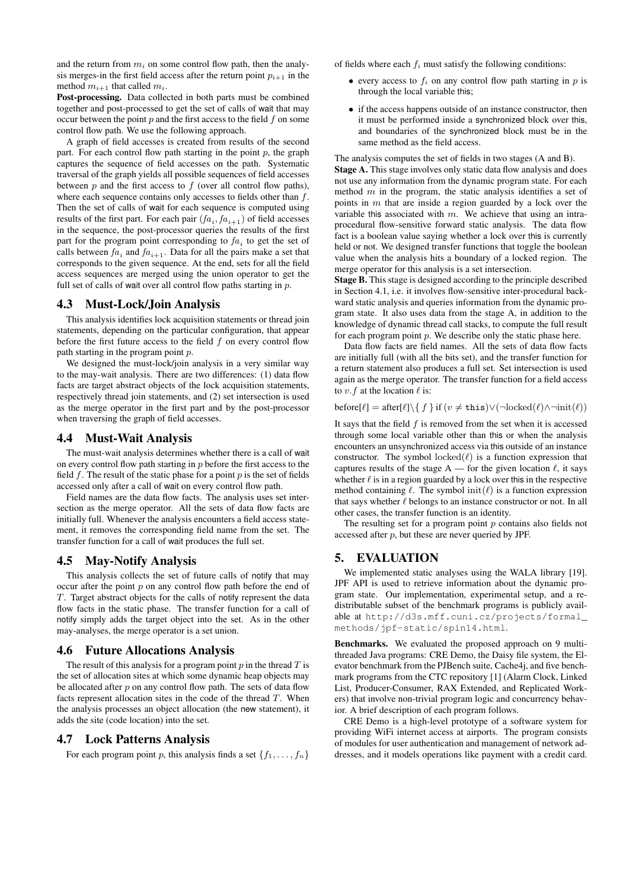and the return from $m_i$ on some control flow path, then the analysis merges-in the first field access after the return point $p_{i+1}$ in the method $m_{i+1}$ that called $m_i$.

**Post-processing.** Data collected in both parts must be combined together and post-processed to get the set of calls of wait that may occur between the point $p$ and the first access to the field $f$ on some control flow path. We use the following approach.

A graph of field accesses is created from results of the second part. For each control flow path starting in the point $p$, the graph captures the sequence of field accesses on the path. Systematic traversal of the graph yields all possible sequences of field accesses between $p$ and the first access to $f$ (over all control flow paths), where each sequence contains only accesses to fields other than $f$. Then the set of calls of wait for each sequence is computed using results of the first part. For each pair $(fa_i, fa_{i+1})$ of field accesses in the sequence, the post-processor queries the results of the first part for the program point corresponding to $fa_i$ to get the set of calls between $fa_i$ and $fa_{i+1}$. Data for all the pairs make a set that corresponds to the given sequence. At the end, sets for all the field access sequences are merged using the union operator to get the full set of calls of wait over all control flow paths starting in $p$.

## 4.3 Must-Lock/Join Analysis

This analysis identifies lock acquisition statements or thread join statements, depending on the particular configuration, that appear before the first future access to the field $f$ on every control flow path starting in the program point $p$.

We designed the must-lock/join analysis in a very similar way to the may-wait analysis. There are two differences: (1) data flow facts are target abstract objects of the lock acquisition statements, respectively thread join statements, and (2) set intersection is used as the merge operator in the first part and by the post-processor when traversing the graph of field accesses.

## 4.4 Must-Wait Analysis

The must-wait analysis determines whether there is a call of wait on every control flow path starting in $p$ before the first access to the field $f$. The result of the static phase for a point $p$ is the set of fields accessed only after a call of wait on every control flow path.

Field names are the data flow facts. The analysis uses set intersection as the merge operator. All the sets of data flow facts are initially full. Whenever the analysis encounters a field access statement, it removes the corresponding field name from the set. The transfer function for a call of wait produces the full set.

## 4.5 May-Notify Analysis

This analysis collects the set of future calls of notify that may occur after the point $p$ on any control flow path before the end of $T$. Target abstract objects for the calls of notify represent the data flow facts in the static phase. The transfer function for a call of notify simply adds the target object into the set. As in the other may-analyses, the merge operator is a set union.

## 4.6 Future Allocations Analysis

The result of this analysis for a program point $p$ in the thread $T$ is the set of allocation sites at which some dynamic heap objects may be allocated after $p$ on any control flow path. The sets of data flow facts represent allocation sites in the code of the thread $T$. When the analysis processes an object allocation (the new statement), it adds the site (code location) into the set.

## 4.7 Lock Patterns Analysis

For each program point $p$, this analysis finds a set $\{f_1, \ldots, f_n\}$ of fields where each $f_i$ must satisfy the following conditions:

- every access to $f_i$ on any control flow path starting in $p$ is through the local variable this;
- if the access happens outside of an instance constructor, then it must be performed inside a synchronized block over this, and boundaries of the synchronized block must be in the same method as the field access.

The analysis computes the set of fields in two stages (A and B).

**Stage A.** This stage involves only static data flow analysis and does not use any information from the dynamic program state. For each method $m$ in the program, the static analysis identifies a set of points in $m$ that are inside a region guarded by a lock over the variable this associated with $m$. We achieve that using an intra-procedural flow-sensitive forward static analysis. The data flow fact is a boolean value saying whether a lock over this is currently held or not. We designed transfer functions that toggle the boolean value when the analysis hits a boundary of a locked region. The merge operator for this analysis is a set intersection.

**Stage B.** This stage is designed according to the principle described in Section 4.1, i.e. it involves flow-sensitive inter-procedural backward static analysis and queries information from the dynamic program state. It also uses data from the stage A, in addition to the knowledge of dynamic thread call stacks, to compute the full result for each program point $p$. We describe only the static phase here.

Data flow facts are field names. All the sets of data flow facts are initially full (with all the bits set), and the transfer function for a return statement also produces a full set. Set intersection is used again as the merge operator. The transfer function for a field access to $v.f$ at the location $\ell$ is:

$$\text{before}[\ell] = \text{after}[\ell] \setminus \{\, f \,\} \text{ if } (v \neq \texttt{this}) \vee (\neg\text{locked}(\ell) \wedge \neg\text{init}(\ell))$$

It says that the field $f$ is removed from the set when it is accessed through some local variable other than this or when the analysis encounters an unsynchronized access via this outside of an instance constructor. The symbol $\text{locked}(\ell)$ is a function expression that captures results of the stage A — for the given location $\ell$, it says whether $\ell$ is in a region guarded by a lock over this in the respective method containing $\ell$. The symbol $\text{init}(\ell)$ is a function expression that says whether $\ell$ belongs to an instance constructor or not. In all other cases, the transfer function is an identity.

The resulting set for a program point $p$ contains also fields not accessed after $p$, but these are never queried by JPF.

# 5. EVALUATION

We implemented static analyses using the WALA library [19]. JPF API is used to retrieve information about the dynamic program state. Our implementation, experimental setup, and a redistributable subset of the benchmark programs is publicly available at http://d3s.mff.cuni.cz/projects/formal_methods/jpf-static/spin14.html.

**Benchmarks.** We evaluated the proposed approach on 9 multithreaded Java programs: CRE Demo, the Daisy file system, the Elevator benchmark from the PJBench suite, Cache4j, and five benchmark programs from the CTC repository [1] (Alarm Clock, Linked List, Producer-Consumer, RAX Extended, and Replicated Workers) that involve non-trivial program logic and concurrency behavior. A brief description of each program follows.

CRE Demo is a high-level prototype of a software system for providing WiFi internet access at airports. The program consists of modules for user authentication and management of network addresses, and it models operations like payment with a credit card.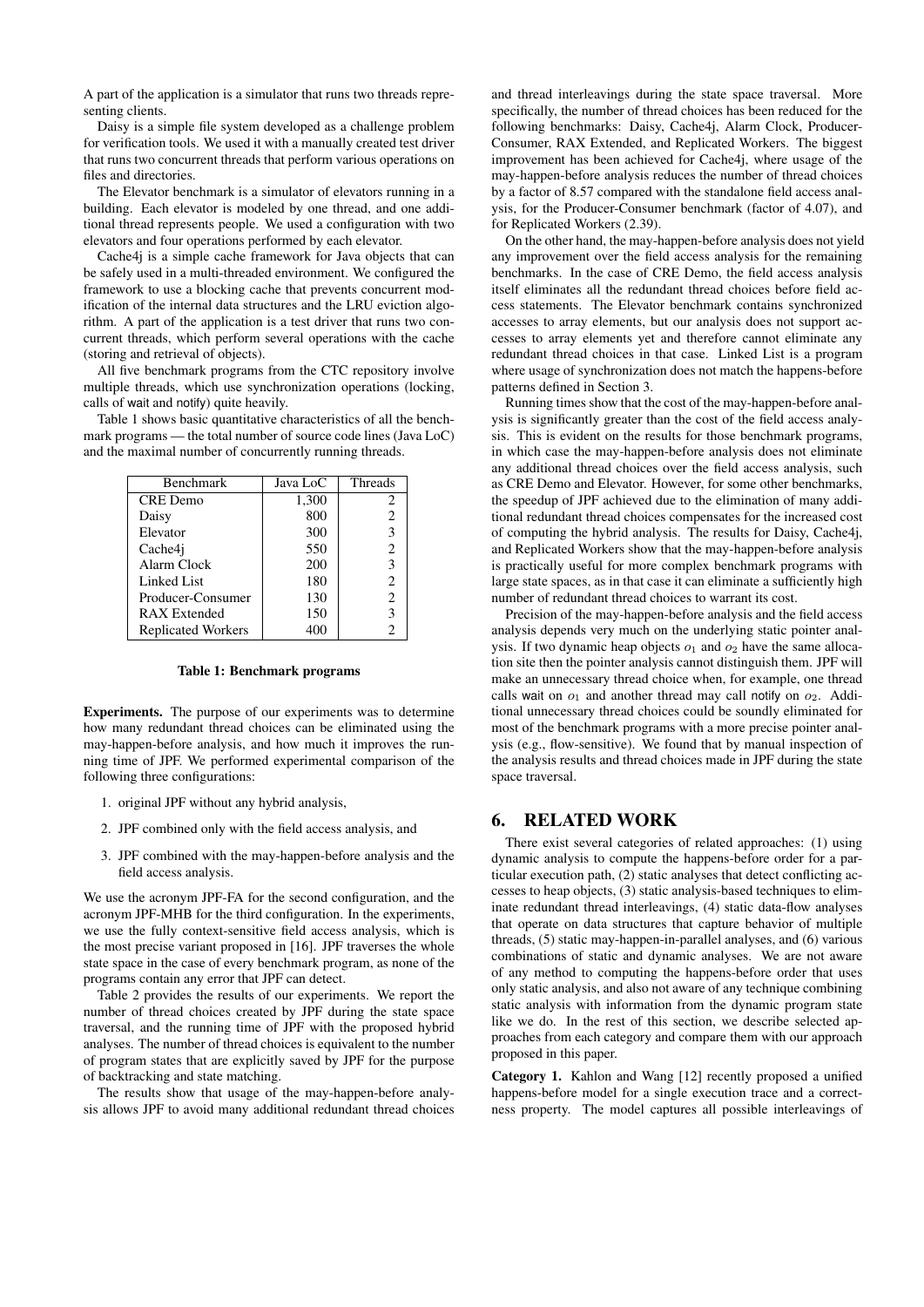A part of the application is a simulator that runs two threads representing clients.

Daisy is a simple file system developed as a challenge problem for verification tools. We used it with a manually created test driver that runs two concurrent threads that perform various operations on files and directories.

The Elevator benchmark is a simulator of elevators running in a building. Each elevator is modeled by one thread, and one additional thread represents people. We used a configuration with two elevators and four operations performed by each elevator.

Cache4j is a simple cache framework for Java objects that can be safely used in a multi-threaded environment. We configured the framework to use a blocking cache that prevents concurrent modification of the internal data structures and the LRU eviction algorithm. A part of the application is a test driver that runs two concurrent threads, which perform several operations with the cache (storing and retrieval of objects).

All five benchmark programs from the CTC repository involve multiple threads, which use synchronization operations (locking, calls of wait and notify) quite heavily.

Table 1 shows basic quantitative characteristics of all the benchmark programs — the total number of source code lines (Java LoC) and the maximal number of concurrently running threads.

| Benchmark | Java LoC | Threads |
|---|---|---|
| CRE Demo | 1,300 | 2 |
| Daisy | 800 | 2 |
| Elevator | 300 | 3 |
| Cache4j | 550 | 2 |
| Alarm Clock | 200 | 3 |
| Linked List | 180 | 2 |
| Producer-Consumer | 130 | 2 |
| RAX Extended | 150 | 3 |
| Replicated Workers | 400 | 2 |

**Table 1: Benchmark programs**

**Experiments.** The purpose of our experiments was to determine how many redundant thread choices can be eliminated using the may-happen-before analysis, and how much it improves the running time of JPF. We performed experimental comparison of the following three configurations:

1. original JPF without any hybrid analysis,
2. JPF combined only with the field access analysis, and
3. JPF combined with the may-happen-before analysis and the field access analysis.

We use the acronym JPF-FA for the second configuration, and the acronym JPF-MHB for the third configuration. In the experiments, we use the fully context-sensitive field access analysis, which is the most precise variant proposed in [16]. JPF traverses the whole state space in the case of every benchmark program, as none of the programs contain any error that JPF can detect.

Table 2 provides the results of our experiments. We report the number of thread choices created by JPF during the state space traversal, and the running time of JPF with the proposed hybrid analyses. The number of thread choices is equivalent to the number of program states that are explicitly saved by JPF for the purpose of backtracking and state matching.

The results show that usage of the may-happen-before analysis allows JPF to avoid many additional redundant thread choices and thread interleavings during the state space traversal. More specifically, the number of thread choices has been reduced for the following benchmarks: Daisy, Cache4j, Alarm Clock, Producer-Consumer, RAX Extended, and Replicated Workers. The biggest improvement has been achieved for Cache4j, where usage of the may-happen-before analysis reduces the number of thread choices by a factor of 8.57 compared with the standalone field access analysis, for the Producer-Consumer benchmark (factor of 4.07), and for Replicated Workers (2.39).

On the other hand, the may-happen-before analysis does not yield any improvement over the field access analysis for the remaining benchmarks. In the case of CRE Demo, the field access analysis itself eliminates all the redundant thread choices before field access statements. The Elevator benchmark contains synchronized accesses to array elements, but our analysis does not support accesses to array elements yet and therefore cannot eliminate any redundant thread choices in that case. Linked List is a program where usage of synchronization does not match the happens-before patterns defined in Section 3.

Running times show that the cost of the may-happen-before analysis is significantly greater than the cost of the field access analysis. This is evident on the results for those benchmark programs, in which case the may-happen-before analysis does not eliminate any additional thread choices over the field access analysis, such as CRE Demo and Elevator. However, for some other benchmarks, the speedup of JPF achieved due to the elimination of many additional redundant thread choices compensates for the increased cost of computing the hybrid analysis. The results for Daisy, Cache4j, and Replicated Workers show that the may-happen-before analysis is practically useful for more complex benchmark programs with large state spaces, as in that case it can eliminate a sufficiently high number of redundant thread choices to warrant its cost.

Precision of the may-happen-before analysis and the field access analysis depends very much on the underlying static pointer analysis. If two dynamic heap objects $o_1$ and $o_2$ have the same allocation site then the pointer analysis cannot distinguish them. JPF will make an unnecessary thread choice when, for example, one thread calls wait on $o_1$ and another thread may call notify on $o_2$. Additional unnecessary thread choices could be soundly eliminated for most of the benchmark programs with a more precise pointer analysis (e.g., flow-sensitive). We found that by manual inspection of the analysis results and thread choices made in JPF during the state space traversal.

## 6. RELATED WORK

There exist several categories of related approaches: (1) using dynamic analysis to compute the happens-before order for a particular execution path, (2) static analyses that detect conflicting accesses to heap objects, (3) static analysis-based techniques to eliminate redundant thread interleavings, (4) static data-flow analyses that operate on data structures that capture behavior of multiple threads, (5) static may-happen-in-parallel analyses, and (6) various combinations of static and dynamic analyses. We are not aware of any method to computing the happens-before order that uses only static analysis, and also not aware of any technique combining static analysis with information from the dynamic program state like we do. In the rest of this section, we describe selected approaches from each category and compare them with our approach proposed in this paper.

**Category 1.** Kahlon and Wang [12] recently proposed a unified happens-before model for a single execution trace and a correctness property. The model captures all possible interleavings of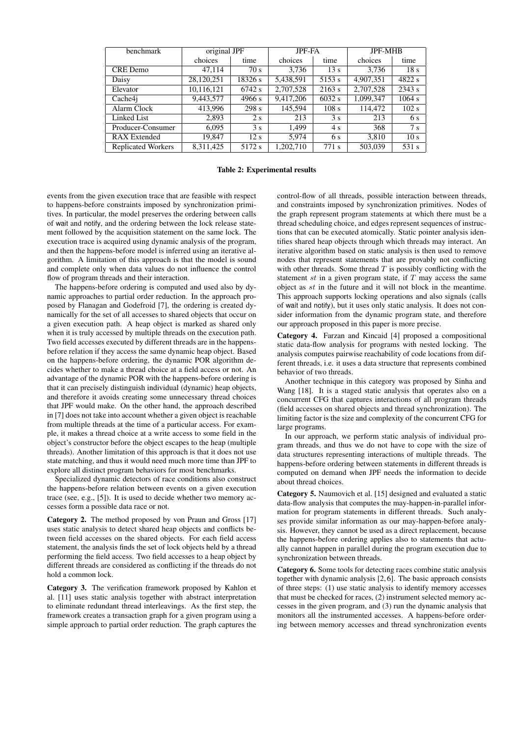| benchmark | original JPF | | JPF-FA | | JPF-MHB | |
|---|---|---|---|---|---|---|
| | choices | time | choices | time | choices | time |
| CRE Demo | 47,114 | 70 s | 3,736 | 13 s | 3,736 | 18 s |
| Daisy | 28,120,251 | 18326 s | 5,438,591 | 5153 s | 4,907,351 | 4822 s |
| Elevator | 10,116,121 | 6742 s | 2,707,528 | 2163 s | 2,707,528 | 2343 s |
| Cache4j | 9,443,577 | 4966 s | 9,417,206 | 6032 s | 1,099,347 | 1064 s |
| Alarm Clock | 413,996 | 298 s | 145,594 | 108 s | 114,472 | 102 s |
| Linked List | 2,893 | 2 s | 213 | 3 s | 213 | 6 s |
| Producer-Consumer | 6,095 | 3 s | 1,499 | 4 s | 368 | 7 s |
| RAX Extended | 19,847 | 12 s | 5,974 | 6 s | 3,810 | 10 s |
| Replicated Workers | 8,311,425 | 5172 s | 1,202,710 | 771 s | 503,039 | 531 s |

**Table 2: Experimental results**

events from the given execution trace that are feasible with respect to happens-before constraints imposed by synchronization primitives. In particular, the model preserves the ordering between calls of wait and notify, and the ordering between the lock release statement followed by the acquisition statement on the same lock. The execution trace is acquired using dynamic analysis of the program, and then the happens-before model is inferred using an iterative algorithm. A limitation of this approach is that the model is sound and complete only when data values do not influence the control flow of program threads and their interaction.

The happens-before ordering is computed and used also by dynamic approaches to partial order reduction. In the approach proposed by Flanagan and Godefroid [7], the ordering is created dynamically for the set of all accesses to shared objects that occur on a given execution path. A heap object is marked as shared only when it is truly accessed by multiple threads on the execution path. Two field accesses executed by different threads are in the happens-before relation if they access the same dynamic heap object. Based on the happens-before ordering, the dynamic POR algorithm decides whether to make a thread choice at a field access or not. An advantage of the dynamic POR with the happens-before ordering is that it can precisely distinguish individual (dynamic) heap objects, and therefore it avoids creating some unnecessary thread choices that JPF would make. On the other hand, the approach described in [7] does not take into account whether a given object is reachable from multiple threads at the time of a particular access. For example, it makes a thread choice at a write access to some field in the object's constructor before the object escapes to the heap (multiple threads). Another limitation of this approach is that it does not use state matching, and thus it would need much more time than JPF to explore all distinct program behaviors for most benchmarks.

Specialized dynamic detectors of race conditions also construct the happens-before relation between events on a given execution trace (see, e.g., [5]). It is used to decide whether two memory accesses form a possible data race or not.

**Category 2.** The method proposed by von Praun and Gross [17] uses static analysis to detect shared heap objects and conflicts between field accesses on the shared objects. For each field access statement, the analysis finds the set of lock objects held by a thread performing the field access. Two field accesses to a heap object by different threads are considered as conflicting if the threads do not hold a common lock.

**Category 3.** The verification framework proposed by Kahlon et al. [11] uses static analysis together with abstract interpretation to eliminate redundant thread interleavings. As the first step, the framework creates a transaction graph for a given program using a simple approach to partial order reduction. The graph captures the control-flow of all threads, possible interaction between threads, and constraints imposed by synchronization primitives. Nodes of the graph represent program statements at which there must be a thread scheduling choice, and edges represent sequences of instructions that can be executed atomically. Static pointer analysis identifies shared heap objects through which threads may interact. An iterative algorithm based on static analysis is then used to remove nodes that represent statements that are provably not conflicting with other threads. Some thread $T$ is possibly conflicting with the statement $st$ in a given program state, if $T$ may access the same object as $st$ in the future and it will not block in the meantime. This approach supports locking operations and also signals (calls of wait and notify), but it uses only static analysis. It does not consider information from the dynamic program state, and therefore our approach proposed in this paper is more precise.

**Category 4.** Farzan and Kincaid [4] proposed a compositional static data-flow analysis for programs with nested locking. The analysis computes pairwise reachability of code locations from different threads, i.e. it uses a data structure that represents combined behavior of two threads.

Another technique in this category was proposed by Sinha and Wang [18]. It is a staged static analysis that operates also on a concurrent CFG that captures interactions of all program threads (field accesses on shared objects and thread synchronization). The limiting factor is the size and complexity of the concurrent CFG for large programs.

In our approach, we perform static analysis of individual program threads, and thus we do not have to cope with the size of data structures representing interactions of multiple threads. The happens-before ordering between statements in different threads is computed on demand when JPF needs the information to decide about thread choices.

**Category 5.** Naumovich et al. [15] designed and evaluated a static data-flow analysis that computes the may-happen-in-parallel information for program statements in different threads. Such analyses provide similar information as our may-happen-before analysis. However, they cannot be used as a direct replacement, because the happens-before ordering applies also to statements that actually cannot happen in parallel during the program execution due to synchronization between threads.

**Category 6.** Some tools for detecting races combine static analysis together with dynamic analysis [2, 6]. The basic approach consists of three steps: (1) use static analysis to identify memory accesses that must be checked for races, (2) instrument selected memory accesses in the given program, and (3) run the dynamic analysis that monitors all the instrumented accesses. A happens-before ordering between memory accesses and thread synchronization events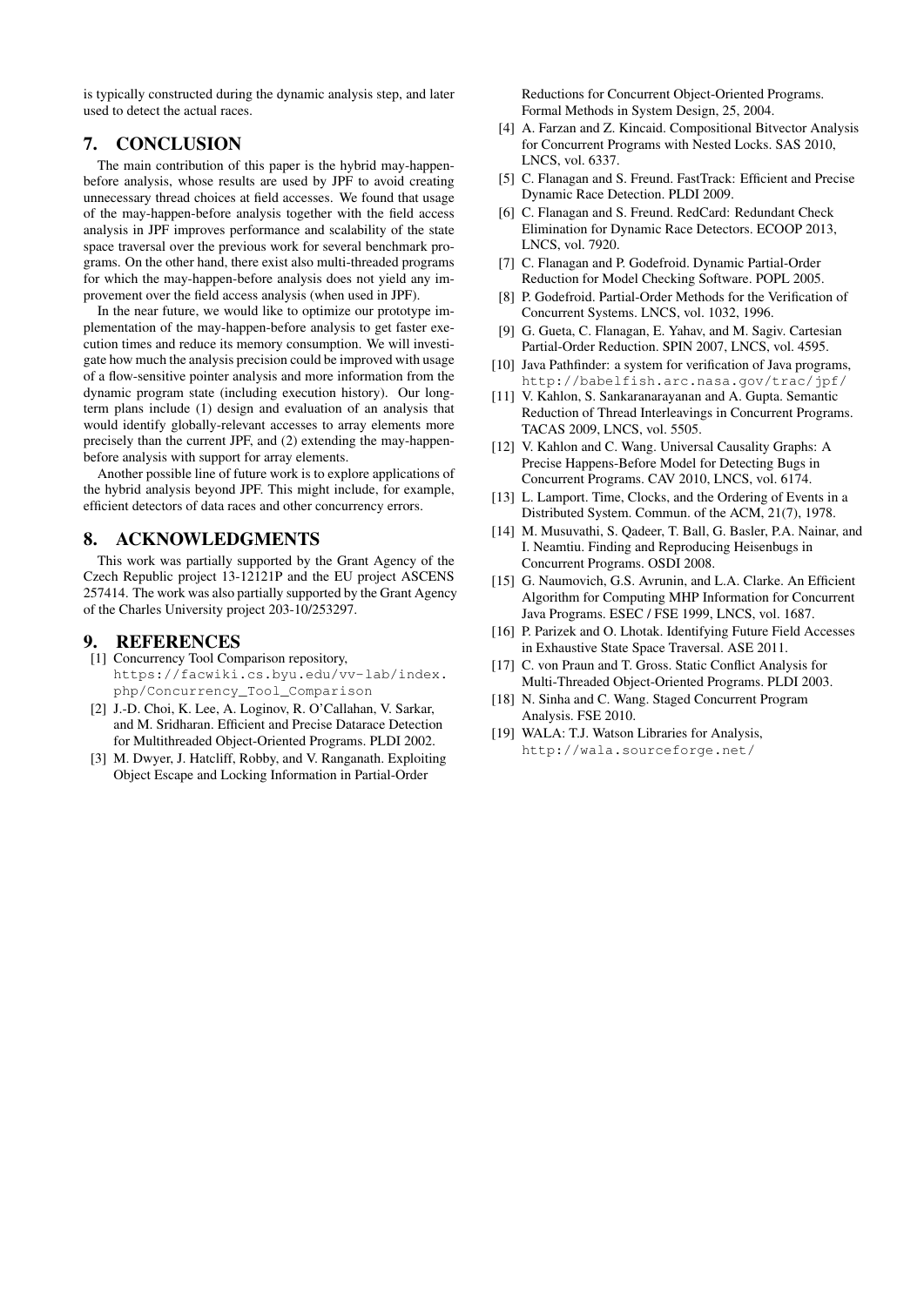is typically constructed during the dynamic analysis step, and later used to detect the actual races.

# 7. CONCLUSION

The main contribution of this paper is the hybrid may-happen-before analysis, whose results are used by JPF to avoid creating unnecessary thread choices at field accesses. We found that usage of the may-happen-before analysis together with the field access analysis in JPF improves performance and scalability of the state space traversal over the previous work for several benchmark programs. On the other hand, there exist also multi-threaded programs for which the may-happen-before analysis does not yield any improvement over the field access analysis (when used in JPF).

In the near future, we would like to optimize our prototype implementation of the may-happen-before analysis to get faster execution times and reduce its memory consumption. We will investigate how much the analysis precision could be improved with usage of a flow-sensitive pointer analysis and more information from the dynamic program state (including execution history). Our long-term plans include (1) design and evaluation of an analysis that would identify globally-relevant accesses to array elements more precisely than the current JPF, and (2) extending the may-happen-before analysis with support for array elements.

Another possible line of future work is to explore applications of the hybrid analysis beyond JPF. This might include, for example, efficient detectors of data races and other concurrency errors.

# 8. ACKNOWLEDGMENTS

This work was partially supported by the Grant Agency of the Czech Republic project 13-12121P and the EU project ASCENS 257414. The work was also partially supported by the Grant Agency of the Charles University project 203-10/253297.

# 9. REFERENCES

[1] Concurrency Tool Comparison repository, https://facwiki.cs.byu.edu/vv-lab/index.php/Concurrency_Tool_Comparison

[2] J.-D. Choi, K. Lee, A. Loginov, R. O'Callahan, V. Sarkar, and M. Sridharan. Efficient and Precise Datarace Detection for Multithreaded Object-Oriented Programs. PLDI 2002.

[3] M. Dwyer, J. Hatcliff, Robby, and V. Ranganath. Exploiting Object Escape and Locking Information in Partial-Order Reductions for Concurrent Object-Oriented Programs. Formal Methods in System Design, 25, 2004.

[4] A. Farzan and Z. Kincaid. Compositional Bitvector Analysis for Concurrent Programs with Nested Locks. SAS 2010, LNCS, vol. 6337.

[5] C. Flanagan and S. Freund. FastTrack: Efficient and Precise Dynamic Race Detection. PLDI 2009.

[6] C. Flanagan and S. Freund. RedCard: Redundant Check Elimination for Dynamic Race Detectors. ECOOP 2013, LNCS, vol. 7920.

[7] C. Flanagan and P. Godefroid. Dynamic Partial-Order Reduction for Model Checking Software. POPL 2005.

[8] P. Godefroid. Partial-Order Methods for the Verification of Concurrent Systems. LNCS, vol. 1032, 1996.

[9] G. Gueta, C. Flanagan, E. Yahav, and M. Sagiv. Cartesian Partial-Order Reduction. SPIN 2007, LNCS, vol. 4595.

[10] Java Pathfinder: a system for verification of Java programs, http://babelfish.arc.nasa.gov/trac/jpf/

[11] V. Kahlon, S. Sankaranarayanan and A. Gupta. Semantic Reduction of Thread Interleavings in Concurrent Programs. TACAS 2009, LNCS, vol. 5505.

[12] V. Kahlon and C. Wang. Universal Causality Graphs: A Precise Happens-Before Model for Detecting Bugs in Concurrent Programs. CAV 2010, LNCS, vol. 6174.

[13] L. Lamport. Time, Clocks, and the Ordering of Events in a Distributed System. Commun. of the ACM, 21(7), 1978.

[14] M. Musuvathi, S. Qadeer, T. Ball, G. Basler, P.A. Nainar, and I. Neamtiu. Finding and Reproducing Heisenbugs in Concurrent Programs. OSDI 2008.

[15] G. Naumovich, G.S. Avrunin, and L.A. Clarke. An Efficient Algorithm for Computing MHP Information for Concurrent Java Programs. ESEC / FSE 1999, LNCS, vol. 1687.

[16] P. Parizek and O. Lhotak. Identifying Future Field Accesses in Exhaustive State Space Traversal. ASE 2011.

[17] C. von Praun and T. Gross. Static Conflict Analysis for Multi-Threaded Object-Oriented Programs. PLDI 2003.

[18] N. Sinha and C. Wang. Staged Concurrent Program Analysis. FSE 2010.

[19] WALA: T.J. Watson Libraries for Analysis, http://wala.sourceforge.net/